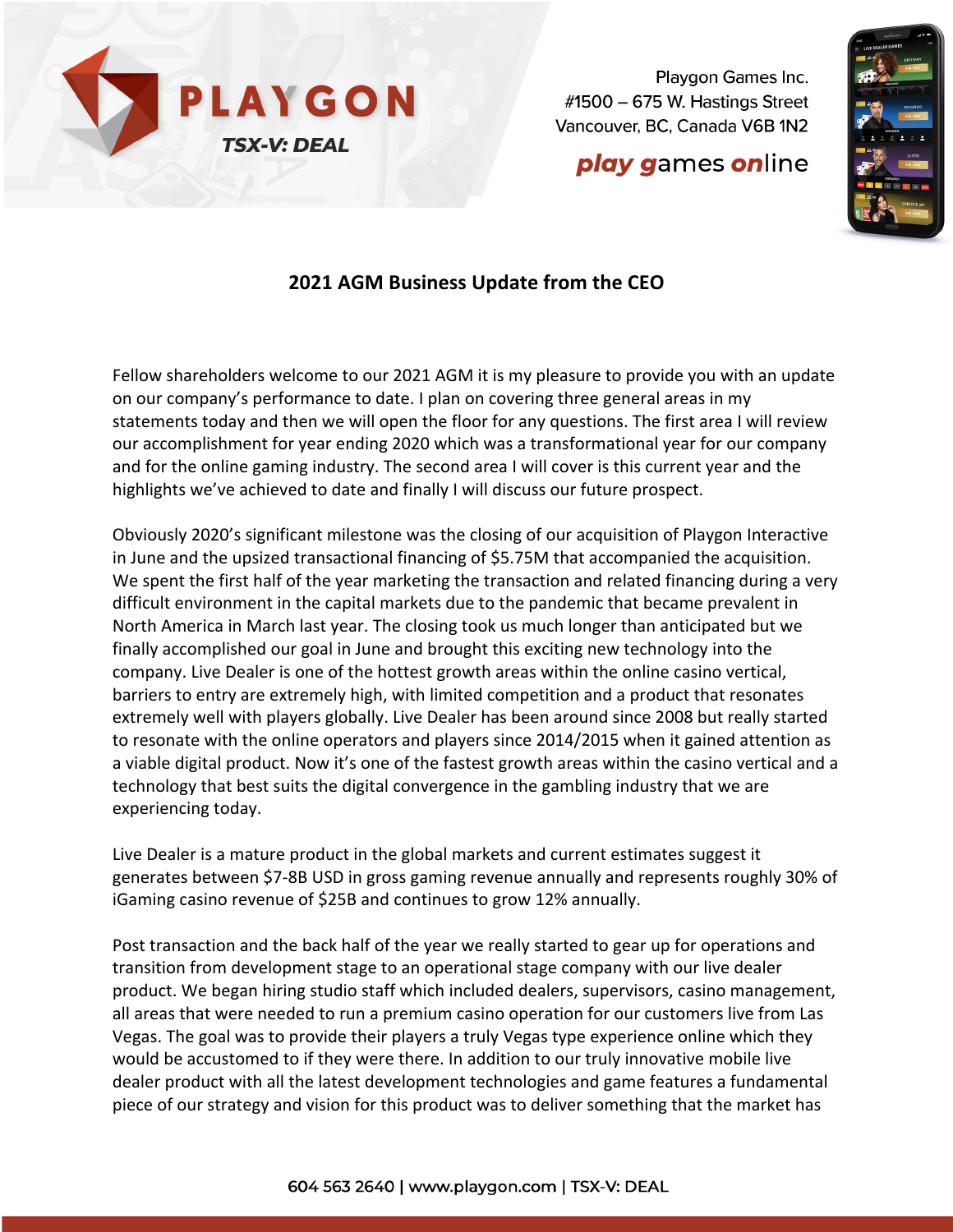PLAYGON

*TSX-V: DEAL*

Playgon Games Inc.
#1500 – 675 W. Hastings Street
Vancouver, BC, Canada V6B 1N2

***play games online***

## 2021 AGM Business Update from the CEO

Fellow shareholders welcome to our 2021 AGM it is my pleasure to provide you with an update on our company's performance to date. I plan on covering three general areas in my statements today and then we will open the floor for any questions. The first area I will review our accomplishment for year ending 2020 which was a transformational year for our company and for the online gaming industry. The second area I will cover is this current year and the highlights we've achieved to date and finally I will discuss our future prospect.

Obviously 2020's significant milestone was the closing of our acquisition of Playgon Interactive in June and the upsized transactional financing of $5.75M that accompanied the acquisition. We spent the first half of the year marketing the transaction and related financing during a very difficult environment in the capital markets due to the pandemic that became prevalent in North America in March last year. The closing took us much longer than anticipated but we finally accomplished our goal in June and brought this exciting new technology into the company. Live Dealer is one of the hottest growth areas within the online casino vertical, barriers to entry are extremely high, with limited competition and a product that resonates extremely well with players globally. Live Dealer has been around since 2008 but really started to resonate with the online operators and players since 2014/2015 when it gained attention as a viable digital product. Now it's one of the fastest growth areas within the casino vertical and a technology that best suits the digital convergence in the gambling industry that we are experiencing today.

Live Dealer is a mature product in the global markets and current estimates suggest it generates between $7-8B USD in gross gaming revenue annually and represents roughly 30% of iGaming casino revenue of $25B and continues to grow 12% annually.

Post transaction and the back half of the year we really started to gear up for operations and transition from development stage to an operational stage company with our live dealer product. We began hiring studio staff which included dealers, supervisors, casino management, all areas that were needed to run a premium casino operation for our customers live from Las Vegas. The goal was to provide their players a truly Vegas type experience online which they would be accustomed to if they were there. In addition to our truly innovative mobile live dealer product with all the latest development technologies and game features a fundamental piece of our strategy and vision for this product was to deliver something that the market has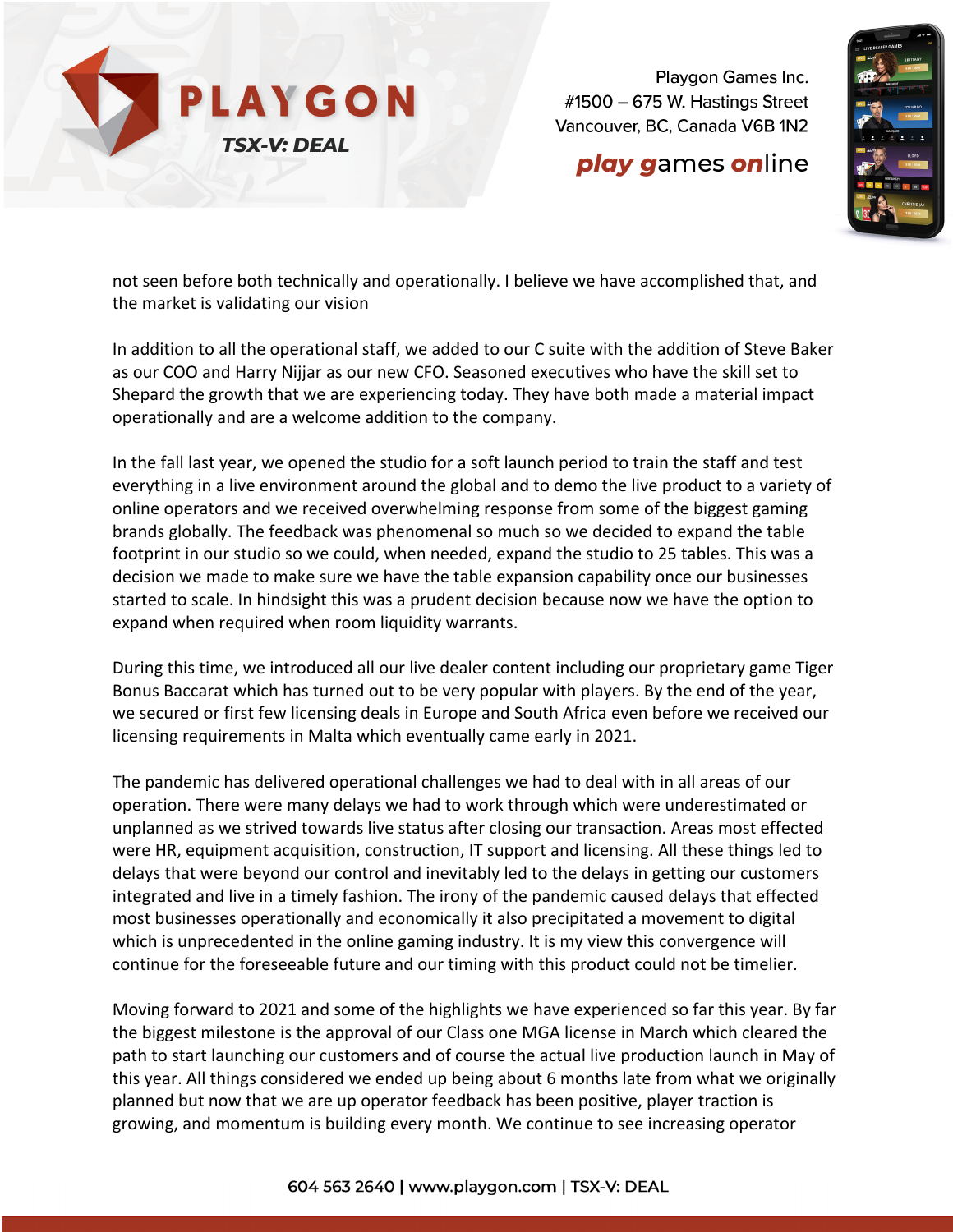not seen before both technically and operationally. I believe we have accomplished that, and the market is validating our vision

In addition to all the operational staff, we added to our C suite with the addition of Steve Baker as our COO and Harry Nijjar as our new CFO. Seasoned executives who have the skill set to Shepard the growth that we are experiencing today. They have both made a material impact operationally and are a welcome addition to the company.

In the fall last year, we opened the studio for a soft launch period to train the staff and test everything in a live environment around the global and to demo the live product to a variety of online operators and we received overwhelming response from some of the biggest gaming brands globally. The feedback was phenomenal so much so we decided to expand the table footprint in our studio so we could, when needed, expand the studio to 25 tables. This was a decision we made to make sure we have the table expansion capability once our businesses started to scale. In hindsight this was a prudent decision because now we have the option to expand when required when room liquidity warrants.

During this time, we introduced all our live dealer content including our proprietary game Tiger Bonus Baccarat which has turned out to be very popular with players. By the end of the year, we secured or first few licensing deals in Europe and South Africa even before we received our licensing requirements in Malta which eventually came early in 2021.

The pandemic has delivered operational challenges we had to deal with in all areas of our operation. There were many delays we had to work through which were underestimated or unplanned as we strived towards live status after closing our transaction. Areas most effected were HR, equipment acquisition, construction, IT support and licensing. All these things led to delays that were beyond our control and inevitably led to the delays in getting our customers integrated and live in a timely fashion. The irony of the pandemic caused delays that effected most businesses operationally and economically it also precipitated a movement to digital which is unprecedented in the online gaming industry. It is my view this convergence will continue for the foreseeable future and our timing with this product could not be timelier.

Moving forward to 2021 and some of the highlights we have experienced so far this year. By far the biggest milestone is the approval of our Class one MGA license in March which cleared the path to start launching our customers and of course the actual live production launch in May of this year. All things considered we ended up being about 6 months late from what we originally planned but now that we are up operator feedback has been positive, player traction is growing, and momentum is building every month. We continue to see increasing operator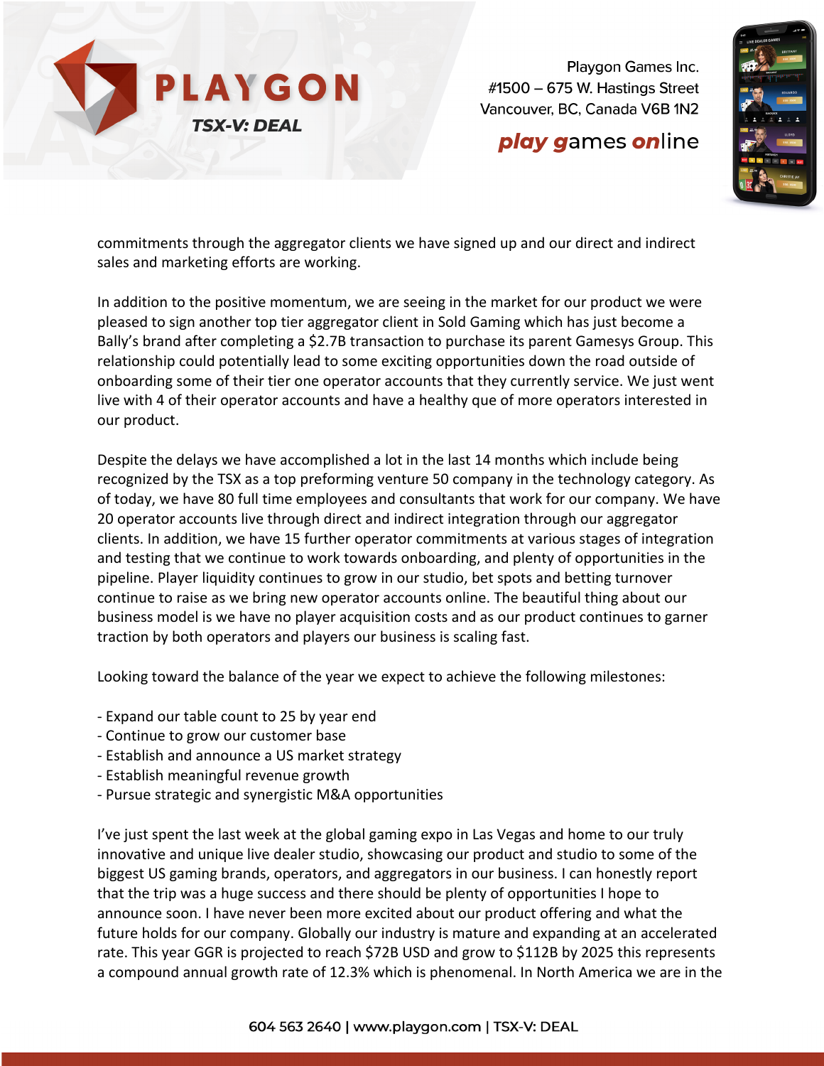commitments through the aggregator clients we have signed up and our direct and indirect sales and marketing efforts are working.

In addition to the positive momentum, we are seeing in the market for our product we were pleased to sign another top tier aggregator client in Sold Gaming which has just become a Bally's brand after completing a $2.7B transaction to purchase its parent Gamesys Group. This relationship could potentially lead to some exciting opportunities down the road outside of onboarding some of their tier one operator accounts that they currently service. We just went live with 4 of their operator accounts and have a healthy que of more operators interested in our product.

Despite the delays we have accomplished a lot in the last 14 months which include being recognized by the TSX as a top preforming venture 50 company in the technology category. As of today, we have 80 full time employees and consultants that work for our company. We have 20 operator accounts live through direct and indirect integration through our aggregator clients. In addition, we have 15 further operator commitments at various stages of integration and testing that we continue to work towards onboarding, and plenty of opportunities in the pipeline. Player liquidity continues to grow in our studio, bet spots and betting turnover continue to raise as we bring new operator accounts online. The beautiful thing about our business model is we have no player acquisition costs and as our product continues to garner traction by both operators and players our business is scaling fast.

Looking toward the balance of the year we expect to achieve the following milestones:

- Expand our table count to 25 by year end
- Continue to grow our customer base
- Establish and announce a US market strategy
- Establish meaningful revenue growth
- Pursue strategic and synergistic M&A opportunities

I've just spent the last week at the global gaming expo in Las Vegas and home to our truly innovative and unique live dealer studio, showcasing our product and studio to some of the biggest US gaming brands, operators, and aggregators in our business. I can honestly report that the trip was a huge success and there should be plenty of opportunities I hope to announce soon. I have never been more excited about our product offering and what the future holds for our company. Globally our industry is mature and expanding at an accelerated rate. This year GGR is projected to reach $72B USD and grow to $112B by 2025 this represents a compound annual growth rate of 12.3% which is phenomenal. In North America we are in the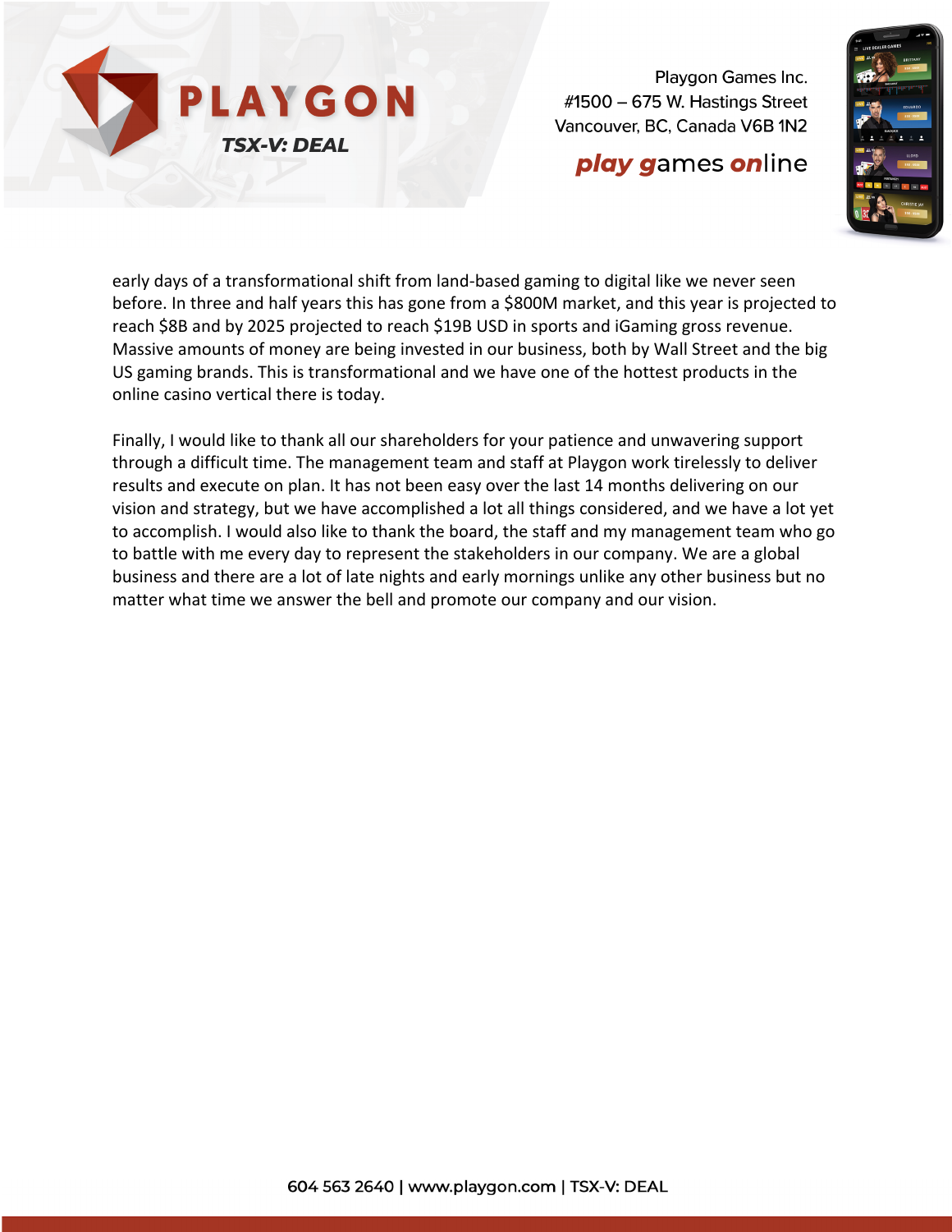early days of a transformational shift from land-based gaming to digital like we never seen before. In three and half years this has gone from a $800M market, and this year is projected to reach $8B and by 2025 projected to reach $19B USD in sports and iGaming gross revenue. Massive amounts of money are being invested in our business, both by Wall Street and the big US gaming brands. This is transformational and we have one of the hottest products in the online casino vertical there is today.

Finally, I would like to thank all our shareholders for your patience and unwavering support through a difficult time. The management team and staff at Playgon work tirelessly to deliver results and execute on plan. It has not been easy over the last 14 months delivering on our vision and strategy, but we have accomplished a lot all things considered, and we have a lot yet to accomplish. I would also like to thank the board, the staff and my management team who go to battle with me every day to represent the stakeholders in our company. We are a global business and there are a lot of late nights and early mornings unlike any other business but no matter what time we answer the bell and promote our company and our vision.